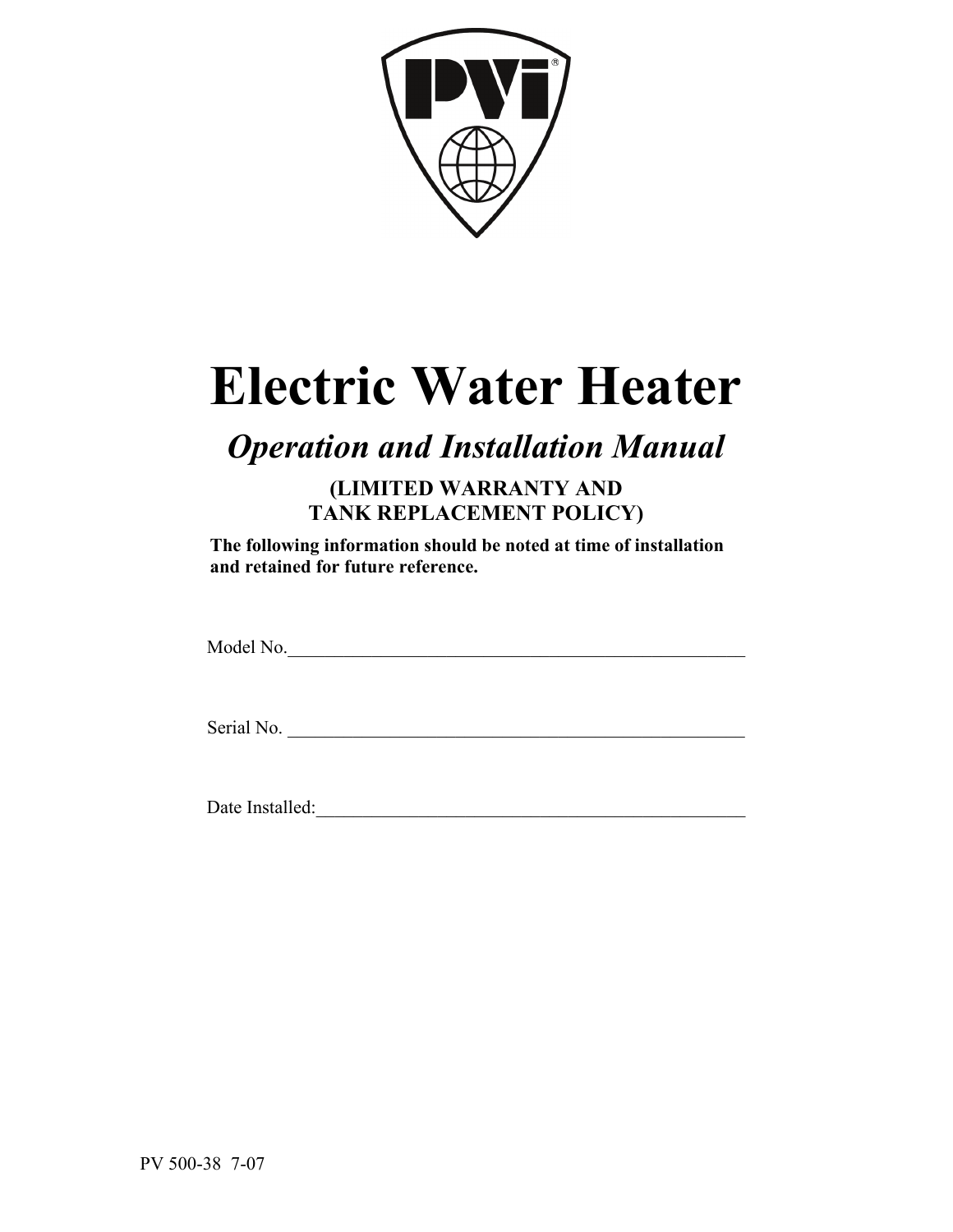# Electric Water Heater

## *Operation and Installation Manual*

**(LIMITED WARRANTY AND TANK REPLACEMENT POLICY)**

**The following information should be noted at time of installation and retained for future reference.**

Model No.\_\_\_\_\_\_\_\_\_\_\_\_\_\_\_\_\_\_\_\_\_\_\_\_\_\_\_\_\_\_\_\_\_\_\_\_\_\_\_\_\_\_\_\_\_\_\_\_\_\_\_\_

Serial No. \_\_\_\_\_\_\_\_\_\_\_\_\_\_\_\_\_\_\_\_\_\_\_\_\_\_\_\_\_\_\_\_\_\_\_\_\_\_\_\_\_\_\_\_\_\_\_\_\_\_\_\_

Date Installed:\_\_\_\_\_\_\_\_\_\_\_\_\_\_\_\_\_\_\_\_\_\_\_\_\_\_\_\_\_\_\_\_\_\_\_\_\_\_\_\_\_\_\_\_\_\_\_\_

PV 500-38 7-07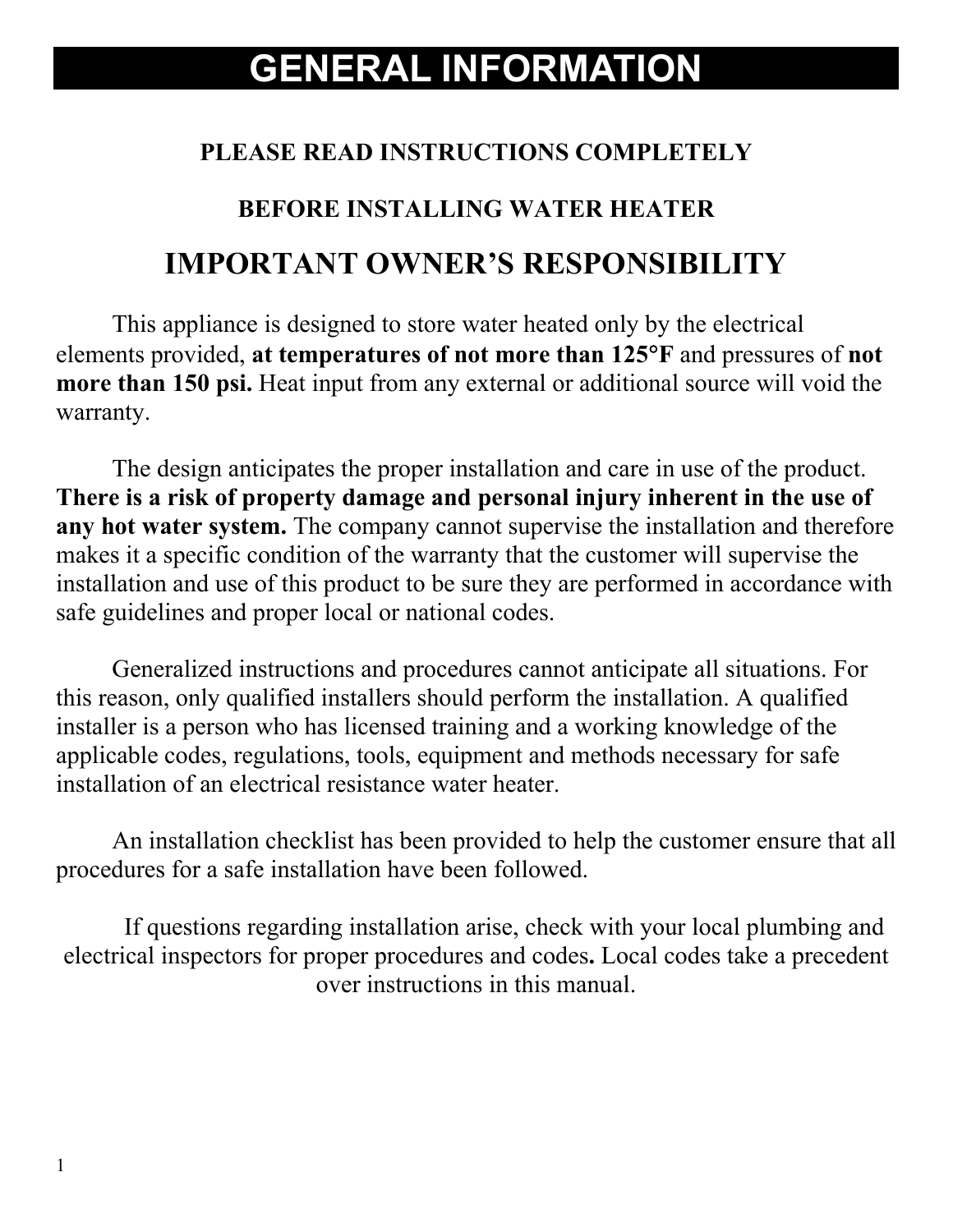# GENERAL INFORMATION

**PLEASE READ INSTRUCTIONS COMPLETELY**

**BEFORE INSTALLING WATER HEATER**

## IMPORTANT OWNER'S RESPONSIBILITY

This appliance is designed to store water heated only by the electrical elements provided, **at temperatures of not more than 125°F** and pressures of **not more than 150 psi.** Heat input from any external or additional source will void the warranty.

The design anticipates the proper installation and care in use of the product. **There is a risk of property damage and personal injury inherent in the use of any hot water system.** The company cannot supervise the installation and therefore makes it a specific condition of the warranty that the customer will supervise the installation and use of this product to be sure they are performed in accordance with safe guidelines and proper local or national codes.

Generalized instructions and procedures cannot anticipate all situations. For this reason, only qualified installers should perform the installation. A qualified installer is a person who has licensed training and a working knowledge of the applicable codes, regulations, tools, equipment and methods necessary for safe installation of an electrical resistance water heater.

An installation checklist has been provided to help the customer ensure that all procedures for a safe installation have been followed.

If questions regarding installation arise, check with your local plumbing and electrical inspectors for proper procedures and codes**.** Local codes take a precedent over instructions in this manual.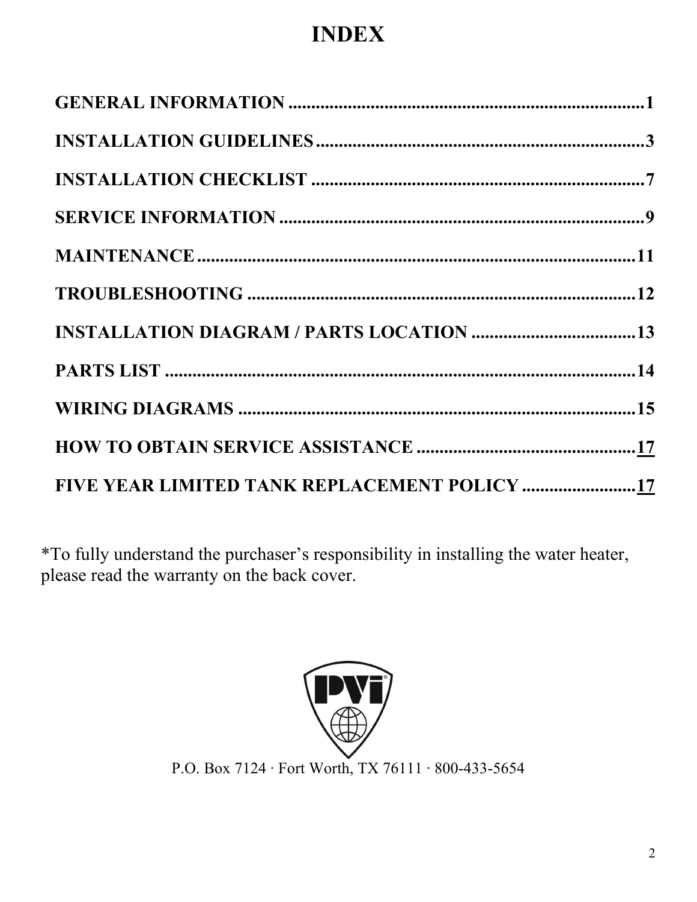# INDEX

| | |
|---|---|
| **GENERAL INFORMATION** | **1** |
| **INSTALLATION GUIDELINES** | **3** |
| **INSTALLATION CHECKLIST** | **7** |
| **SERVICE INFORMATION** | **9** |
| **MAINTENANCE** | **11** |
| **TROUBLESHOOTING** | **12** |
| **INSTALLATION DIAGRAM / PARTS LOCATION** | **13** |
| **PARTS LIST** | **14** |
| **WIRING DIAGRAMS** | **15** |
| **HOW TO OBTAIN SERVICE ASSISTANCE** | **17** |
| **FIVE YEAR LIMITED TANK REPLACEMENT POLICY** | **17** |

*To fully understand the purchaser's responsibility in installing the water heater, please read the warranty on the back cover.

PVI

P.O. Box 7124 · Fort Worth, TX 76111 · 800-433-5654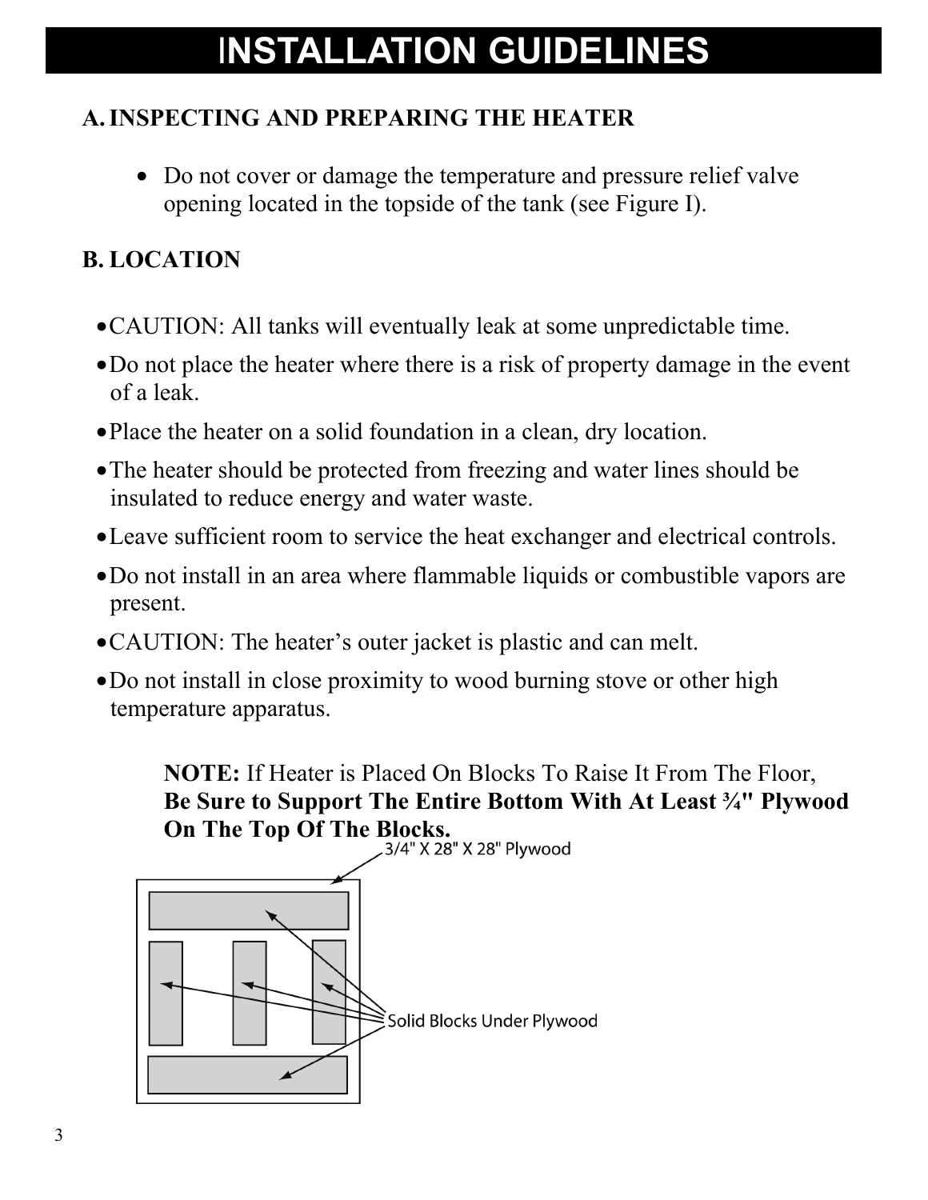# INSTALLATION GUIDELINES

## A. INSPECTING AND PREPARING THE HEATER

- Do not cover or damage the temperature and pressure relief valve opening located in the topside of the tank (see Figure I).

## B. LOCATION

- CAUTION: All tanks will eventually leak at some unpredictable time.
- Do not place the heater where there is a risk of property damage in the event of a leak.
- Place the heater on a solid foundation in a clean, dry location.
- The heater should be protected from freezing and water lines should be insulated to reduce energy and water waste.
- Leave sufficient room to service the heat exchanger and electrical controls.
- Do not install in an area where flammable liquids or combustible vapors are present.
- CAUTION: The heater's outer jacket is plastic and can melt.
- Do not install in close proximity to wood burning stove or other high temperature apparatus.

**NOTE:** If Heater is Placed On Blocks To Raise It From The Floor, **Be Sure to Support The Entire Bottom With At Least ¾" Plywood On The Top Of The Blocks.**

3/4" X 28" X 28" Plywood

Solid Blocks Under Plywood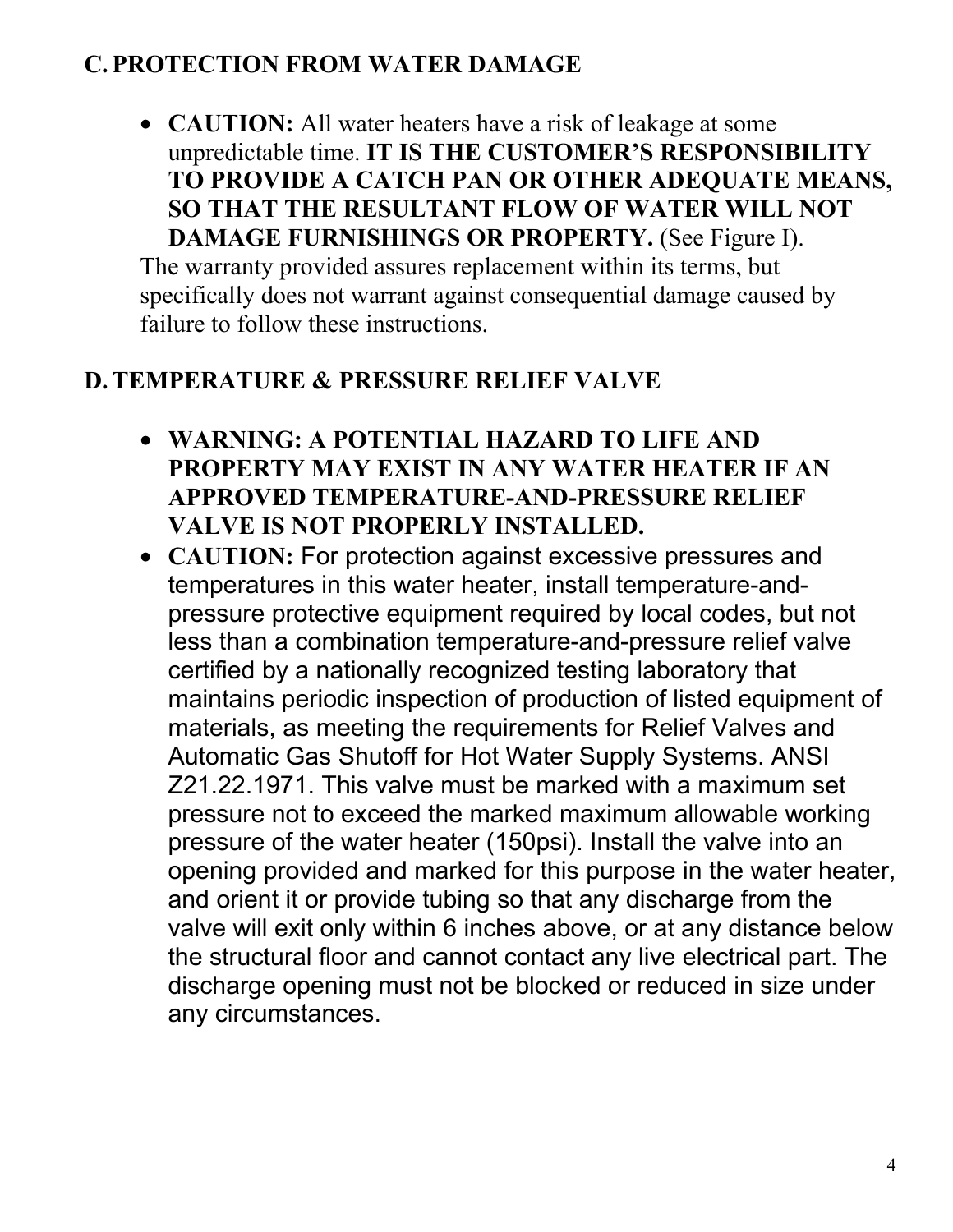## C. PROTECTION FROM WATER DAMAGE

- **CAUTION:** All water heaters have a risk of leakage at some unpredictable time. **IT IS THE CUSTOMER'S RESPONSIBILITY TO PROVIDE A CATCH PAN OR OTHER ADEQUATE MEANS, SO THAT THE RESULTANT FLOW OF WATER WILL NOT DAMAGE FURNISHINGS OR PROPERTY.** (See Figure I).

The warranty provided assures replacement within its terms, but specifically does not warrant against consequential damage caused by failure to follow these instructions.

## D. TEMPERATURE & PRESSURE RELIEF VALVE

- **WARNING: A POTENTIAL HAZARD TO LIFE AND PROPERTY MAY EXIST IN ANY WATER HEATER IF AN APPROVED TEMPERATURE-AND-PRESSURE RELIEF VALVE IS NOT PROPERLY INSTALLED.**
- **CAUTION:** For protection against excessive pressures and temperatures in this water heater, install temperature-and-pressure protective equipment required by local codes, but not less than a combination temperature-and-pressure relief valve certified by a nationally recognized testing laboratory that maintains periodic inspection of production of listed equipment of materials, as meeting the requirements for Relief Valves and Automatic Gas Shutoff for Hot Water Supply Systems. ANSI Z21.22.1971. This valve must be marked with a maximum set pressure not to exceed the marked maximum allowable working pressure of the water heater (150psi). Install the valve into an opening provided and marked for this purpose in the water heater, and orient it or provide tubing so that any discharge from the valve will exit only within 6 inches above, or at any distance below the structural floor and cannot contact any live electrical part. The discharge opening must not be blocked or reduced in size under any circumstances.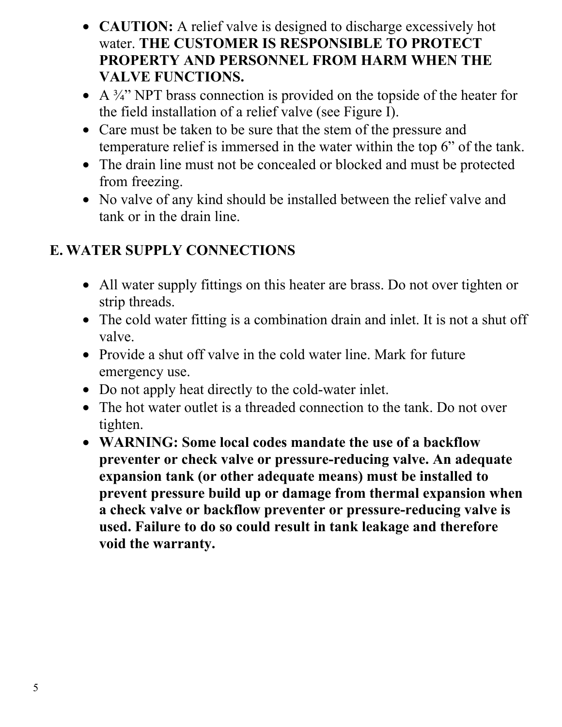- **CAUTION:** A relief valve is designed to discharge excessively hot water. **THE CUSTOMER IS RESPONSIBLE TO PROTECT PROPERTY AND PERSONNEL FROM HARM WHEN THE VALVE FUNCTIONS.**
- A ¾" NPT brass connection is provided on the topside of the heater for the field installation of a relief valve (see Figure I).
- Care must be taken to be sure that the stem of the pressure and temperature relief is immersed in the water within the top 6" of the tank.
- The drain line must not be concealed or blocked and must be protected from freezing.
- No valve of any kind should be installed between the relief valve and tank or in the drain line.

## E. WATER SUPPLY CONNECTIONS

- All water supply fittings on this heater are brass. Do not over tighten or strip threads.
- The cold water fitting is a combination drain and inlet. It is not a shut off valve.
- Provide a shut off valve in the cold water line. Mark for future emergency use.
- Do not apply heat directly to the cold-water inlet.
- The hot water outlet is a threaded connection to the tank. Do not over tighten.
- **WARNING: Some local codes mandate the use of a backflow preventer or check valve or pressure-reducing valve. An adequate expansion tank (or other adequate means) must be installed to prevent pressure build up or damage from thermal expansion when a check valve or backflow preventer or pressure-reducing valve is used. Failure to do so could result in tank leakage and therefore void the warranty.**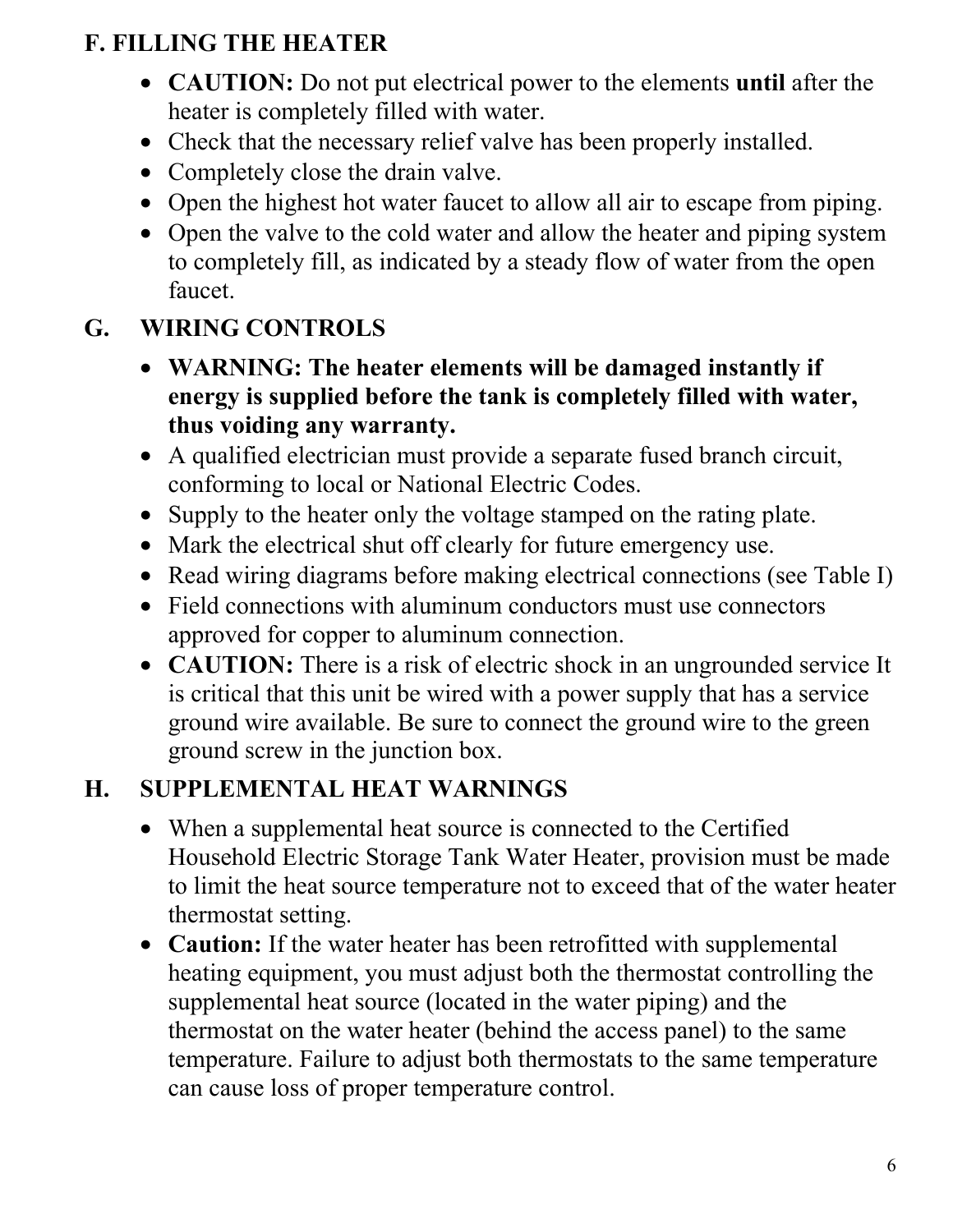## F. FILLING THE HEATER

- **CAUTION:** Do not put electrical power to the elements **until** after the heater is completely filled with water.
- Check that the necessary relief valve has been properly installed.
- Completely close the drain valve.
- Open the highest hot water faucet to allow all air to escape from piping.
- Open the valve to the cold water and allow the heater and piping system to completely fill, as indicated by a steady flow of water from the open faucet.

## G. WIRING CONTROLS

- **WARNING: The heater elements will be damaged instantly if energy is supplied before the tank is completely filled with water, thus voiding any warranty.**
- A qualified electrician must provide a separate fused branch circuit, conforming to local or National Electric Codes.
- Supply to the heater only the voltage stamped on the rating plate.
- Mark the electrical shut off clearly for future emergency use.
- Read wiring diagrams before making electrical connections (see Table I)
- Field connections with aluminum conductors must use connectors approved for copper to aluminum connection.
- **CAUTION:** There is a risk of electric shock in an ungrounded service It is critical that this unit be wired with a power supply that has a service ground wire available. Be sure to connect the ground wire to the green ground screw in the junction box.

## H. SUPPLEMENTAL HEAT WARNINGS

- When a supplemental heat source is connected to the Certified Household Electric Storage Tank Water Heater, provision must be made to limit the heat source temperature not to exceed that of the water heater thermostat setting.
- **Caution:** If the water heater has been retrofitted with supplemental heating equipment, you must adjust both the thermostat controlling the supplemental heat source (located in the water piping) and the thermostat on the water heater (behind the access panel) to the same temperature. Failure to adjust both thermostats to the same temperature can cause loss of proper temperature control.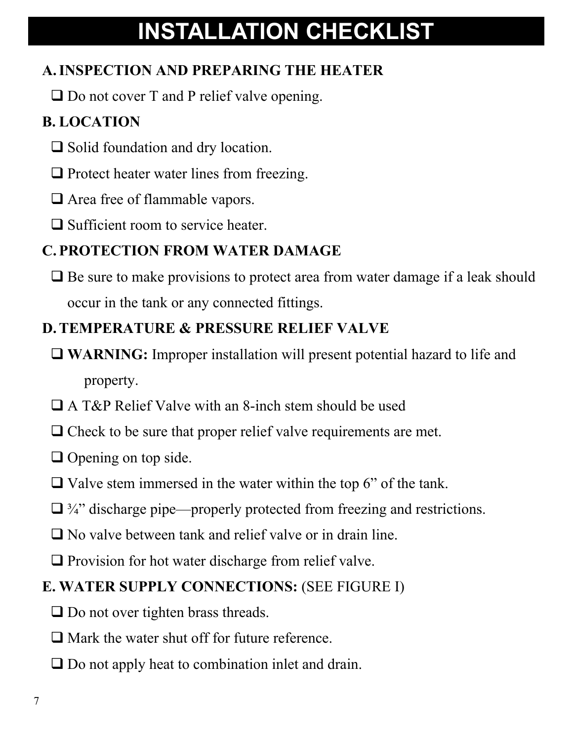# INSTALLATION CHECKLIST

## A. INSPECTION AND PREPARING THE HEATER

- ☐ Do not cover T and P relief valve opening.

## B. LOCATION

- ☐ Solid foundation and dry location.
- ☐ Protect heater water lines from freezing.
- ☐ Area free of flammable vapors.
- ☐ Sufficient room to service heater.

## C. PROTECTION FROM WATER DAMAGE

- ☐ Be sure to make provisions to protect area from water damage if a leak should occur in the tank or any connected fittings.

## D. TEMPERATURE & PRESSURE RELIEF VALVE

- ☐ **WARNING:** Improper installation will present potential hazard to life and property.
- ☐ A T&P Relief Valve with an 8-inch stem should be used
- ☐ Check to be sure that proper relief valve requirements are met.
- ☐ Opening on top side.
- ☐ Valve stem immersed in the water within the top 6" of the tank.
- ☐ ¾" discharge pipe—properly protected from freezing and restrictions.
- ☐ No valve between tank and relief valve or in drain line.
- ☐ Provision for hot water discharge from relief valve.

## E. WATER SUPPLY CONNECTIONS: (SEE FIGURE I)

- ☐ Do not over tighten brass threads.
- ☐ Mark the water shut off for future reference.
- ☐ Do not apply heat to combination inlet and drain.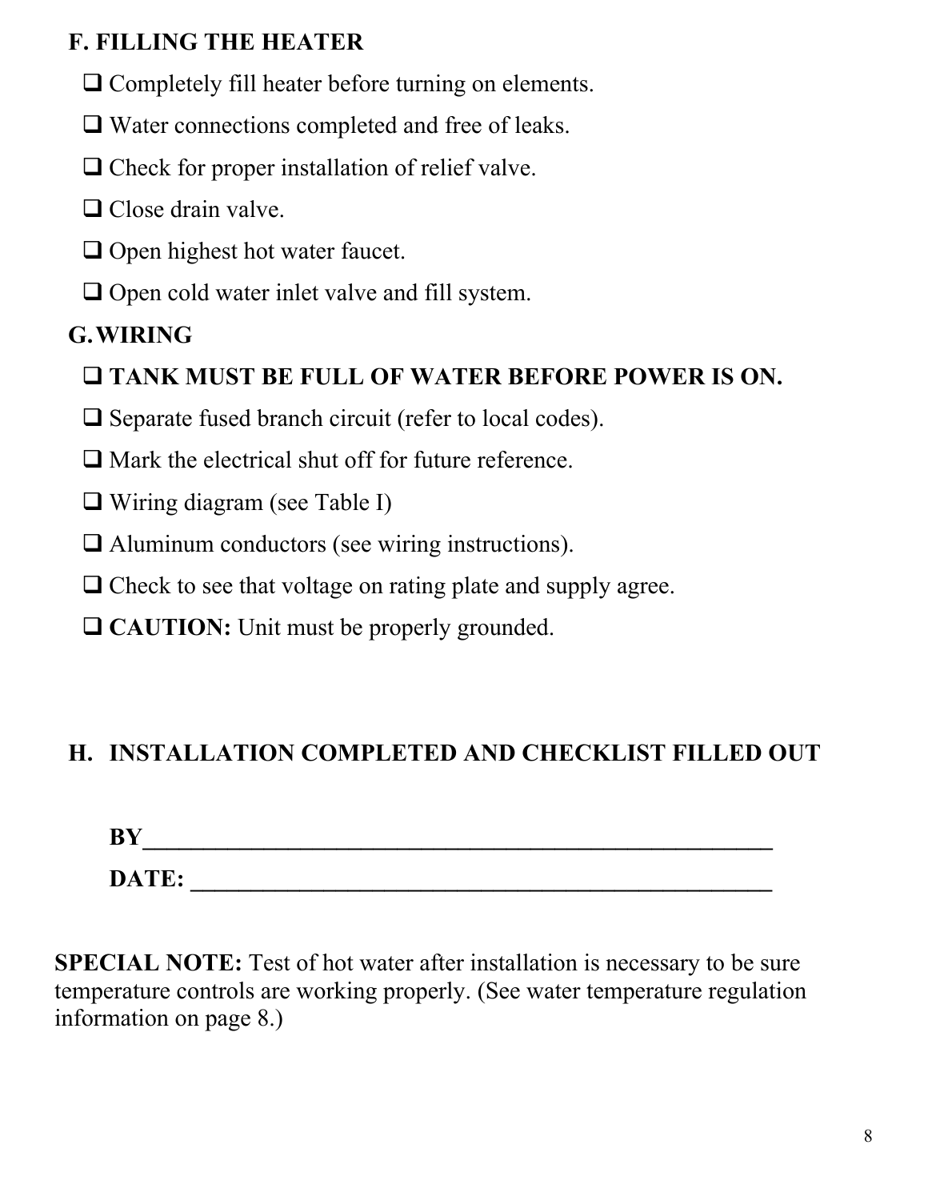**F. FILLING THE HEATER**

- ❑ Completely fill heater before turning on elements.
- ❑ Water connections completed and free of leaks.
- ❑ Check for proper installation of relief valve.
- ❑ Close drain valve.
- ❑ Open highest hot water faucet.
- ❑ Open cold water inlet valve and fill system.

**G. WIRING**

- ❑ **TANK MUST BE FULL OF WATER BEFORE POWER IS ON.**
- ❑ Separate fused branch circuit (refer to local codes).
- ❑ Mark the electrical shut off for future reference.
- ❑ Wiring diagram (see Table I)
- ❑ Aluminum conductors (see wiring instructions).
- ❑ Check to see that voltage on rating plate and supply agree.
- ❑ **CAUTION:** Unit must be properly grounded.

**H. INSTALLATION COMPLETED AND CHECKLIST FILLED OUT**

**BY**\_\_\_\_\_\_\_\_\_\_\_\_\_\_\_\_\_\_\_\_\_\_\_\_\_\_\_\_\_\_\_\_\_\_\_\_\_\_\_\_\_\_\_\_\_\_\_\_\_\_\_\_

**DATE:** \_\_\_\_\_\_\_\_\_\_\_\_\_\_\_\_\_\_\_\_\_\_\_\_\_\_\_\_\_\_\_\_\_\_\_\_\_\_\_\_\_\_\_\_\_\_\_\_\_

**SPECIAL NOTE:** Test of hot water after installation is necessary to be sure temperature controls are working properly. (See water temperature regulation information on page 8.)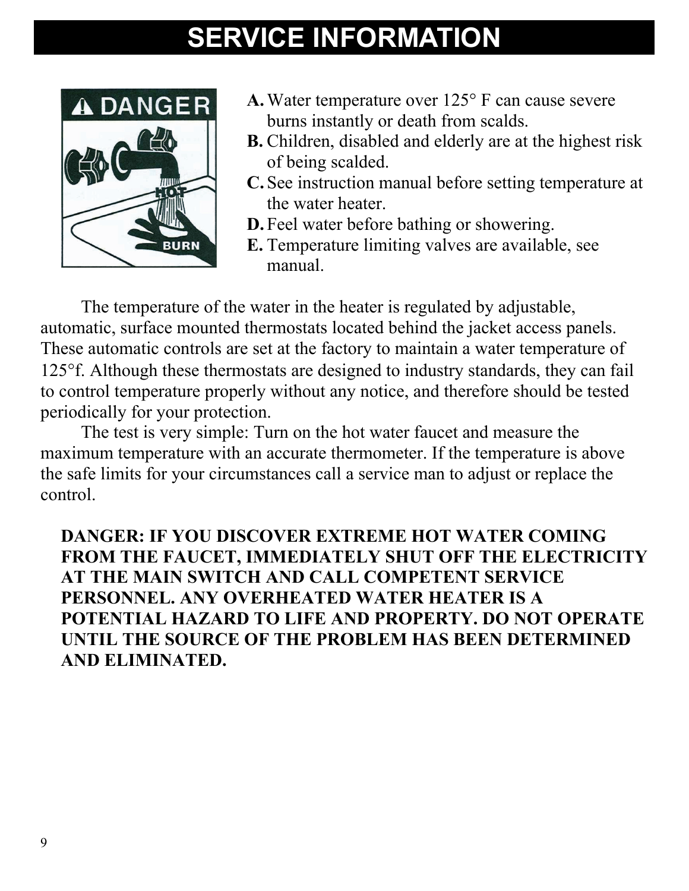# SERVICE INFORMATION

**A.** Water temperature over 125° F can cause severe burns instantly or death from scalds.
**B.** Children, disabled and elderly are at the highest risk of being scalded.
**C.** See instruction manual before setting temperature at the water heater.
**D.** Feel water before bathing or showering.
**E.** Temperature limiting valves are available, see manual.

The temperature of the water in the heater is regulated by adjustable, automatic, surface mounted thermostats located behind the jacket access panels. These automatic controls are set at the factory to maintain a water temperature of 125°f. Although these thermostats are designed to industry standards, they can fail to control temperature properly without any notice, and therefore should be tested periodically for your protection.

The test is very simple: Turn on the hot water faucet and measure the maximum temperature with an accurate thermometer. If the temperature is above the safe limits for your circumstances call a service man to adjust or replace the control.

**DANGER: IF YOU DISCOVER EXTREME HOT WATER COMING FROM THE FAUCET, IMMEDIATELY SHUT OFF THE ELECTRICITY AT THE MAIN SWITCH AND CALL COMPETENT SERVICE PERSONNEL. ANY OVERHEATED WATER HEATER IS A POTENTIAL HAZARD TO LIFE AND PROPERTY. DO NOT OPERATE UNTIL THE SOURCE OF THE PROBLEM HAS BEEN DETERMINED AND ELIMINATED.**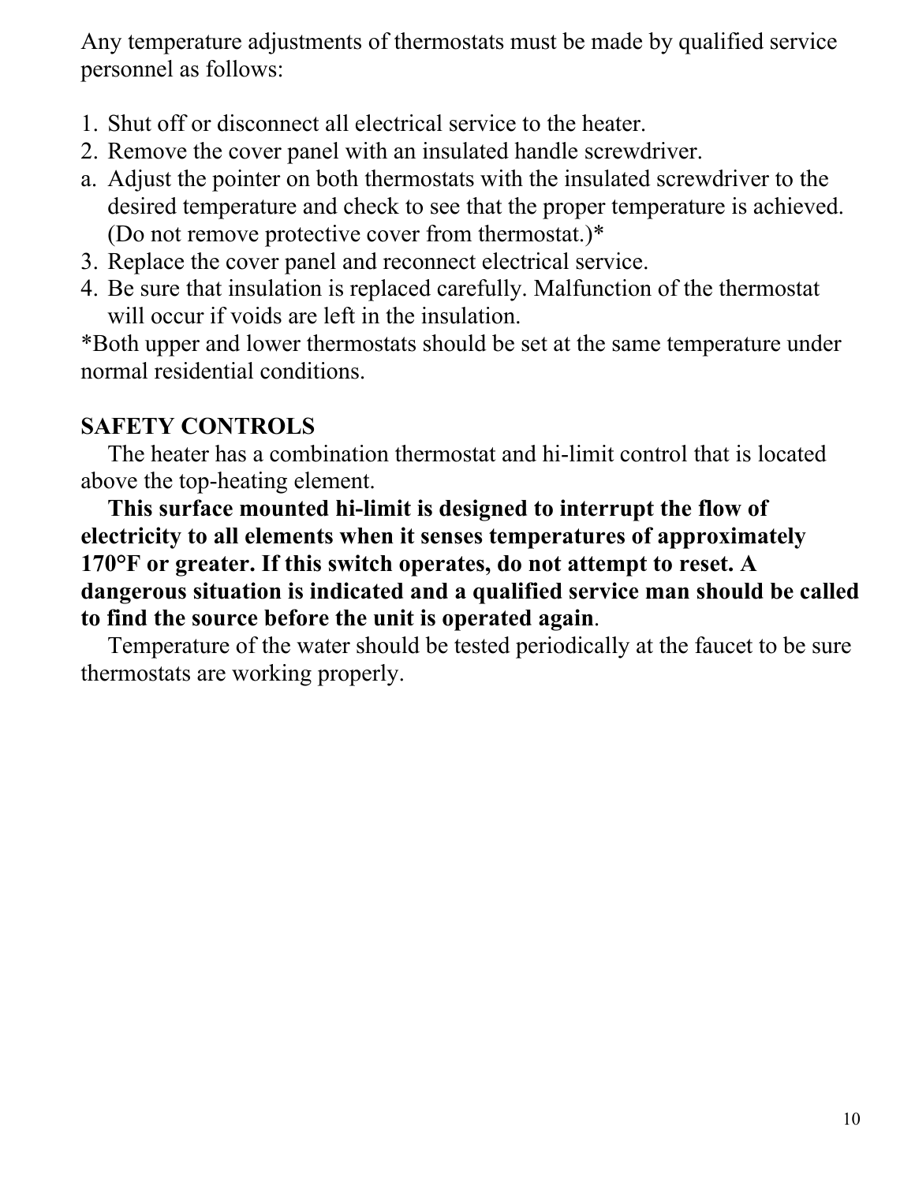Any temperature adjustments of thermostats must be made by qualified service personnel as follows:

1. Shut off or disconnect all electrical service to the heater.
2. Remove the cover panel with an insulated handle screwdriver.

a. Adjust the pointer on both thermostats with the insulated screwdriver to the desired temperature and check to see that the proper temperature is achieved. (Do not remove protective cover from thermostat.)*

3. Replace the cover panel and reconnect electrical service.
4. Be sure that insulation is replaced carefully. Malfunction of the thermostat will occur if voids are left in the insulation.

*Both upper and lower thermostats should be set at the same temperature under normal residential conditions.

**SAFETY CONTROLS**

The heater has a combination thermostat and hi-limit control that is located above the top-heating element.

**This surface mounted hi-limit is designed to interrupt the flow of electricity to all elements when it senses temperatures of approximately 170°F or greater. If this switch operates, do not attempt to reset. A dangerous situation is indicated and a qualified service man should be called to find the source before the unit is operated again**.

Temperature of the water should be tested periodically at the faucet to be sure thermostats are working properly.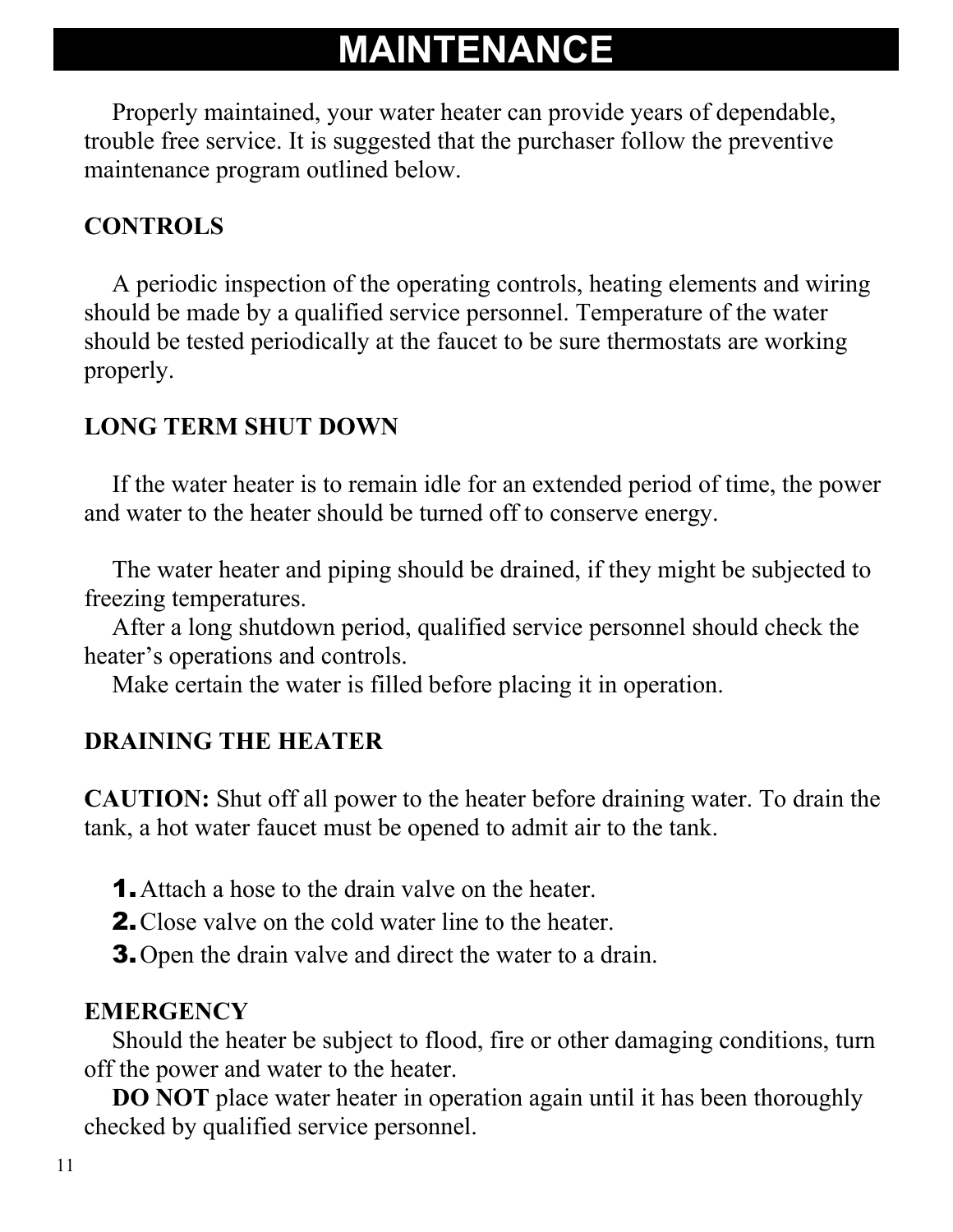# MAINTENANCE

Properly maintained, your water heater can provide years of dependable, trouble free service. It is suggested that the purchaser follow the preventive maintenance program outlined below.

**CONTROLS**

A periodic inspection of the operating controls, heating elements and wiring should be made by a qualified service personnel. Temperature of the water should be tested periodically at the faucet to be sure thermostats are working properly.

**LONG TERM SHUT DOWN**

If the water heater is to remain idle for an extended period of time, the power and water to the heater should be turned off to conserve energy.

The water heater and piping should be drained, if they might be subjected to freezing temperatures.

After a long shutdown period, qualified service personnel should check the heater's operations and controls.

Make certain the water is filled before placing it in operation.

**DRAINING THE HEATER**

**CAUTION:** Shut off all power to the heater before draining water. To drain the tank, a hot water faucet must be opened to admit air to the tank.

1. Attach a hose to the drain valve on the heater.
2. Close valve on the cold water line to the heater.
3. Open the drain valve and direct the water to a drain.

**EMERGENCY**

Should the heater be subject to flood, fire or other damaging conditions, turn off the power and water to the heater.

**DO NOT** place water heater in operation again until it has been thoroughly checked by qualified service personnel.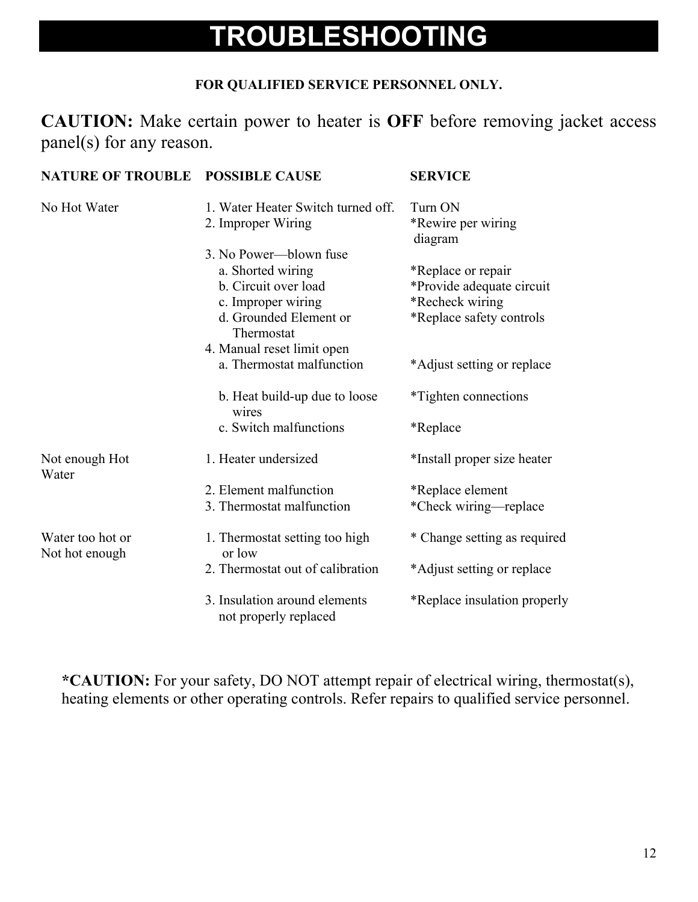# TROUBLESHOOTING

**FOR QUALIFIED SERVICE PERSONNEL ONLY.**

**CAUTION:** Make certain power to heater is **OFF** before removing jacket access panel(s) for any reason.

| NATURE OF TROUBLE | POSSIBLE CAUSE | SERVICE |
|---|---|---|
| No Hot Water | 1. Water Heater Switch turned off. | Turn ON |
| | 2. Improper Wiring | *Rewire per wiring diagram |
| | 3. No Power—blown fuse | |
| | a. Shorted wiring | *Replace or repair |
| | b. Circuit over load | *Provide adequate circuit |
| | c. Improper wiring | *Recheck wiring |
| | d. Grounded Element or Thermostat | *Replace safety controls |
| | 4. Manual reset limit open | |
| | a. Thermostat malfunction | *Adjust setting or replace |
| | b. Heat build-up due to loose wires | *Tighten connections |
| | c. Switch malfunctions | *Replace |
| Not enough Hot Water | 1. Heater undersized | *Install proper size heater |
| | 2. Element malfunction | *Replace element |
| | 3. Thermostat malfunction | *Check wiring—replace |
| Water too hot or Not hot enough | 1. Thermostat setting too high or low | * Change setting as required |
| | 2. Thermostat out of calibration | *Adjust setting or replace |
| | 3. Insulation around elements not properly replaced | *Replace insulation properly |

***CAUTION:** For your safety, DO NOT attempt repair of electrical wiring, thermostat(s), heating elements or other operating controls. Refer repairs to qualified service personnel.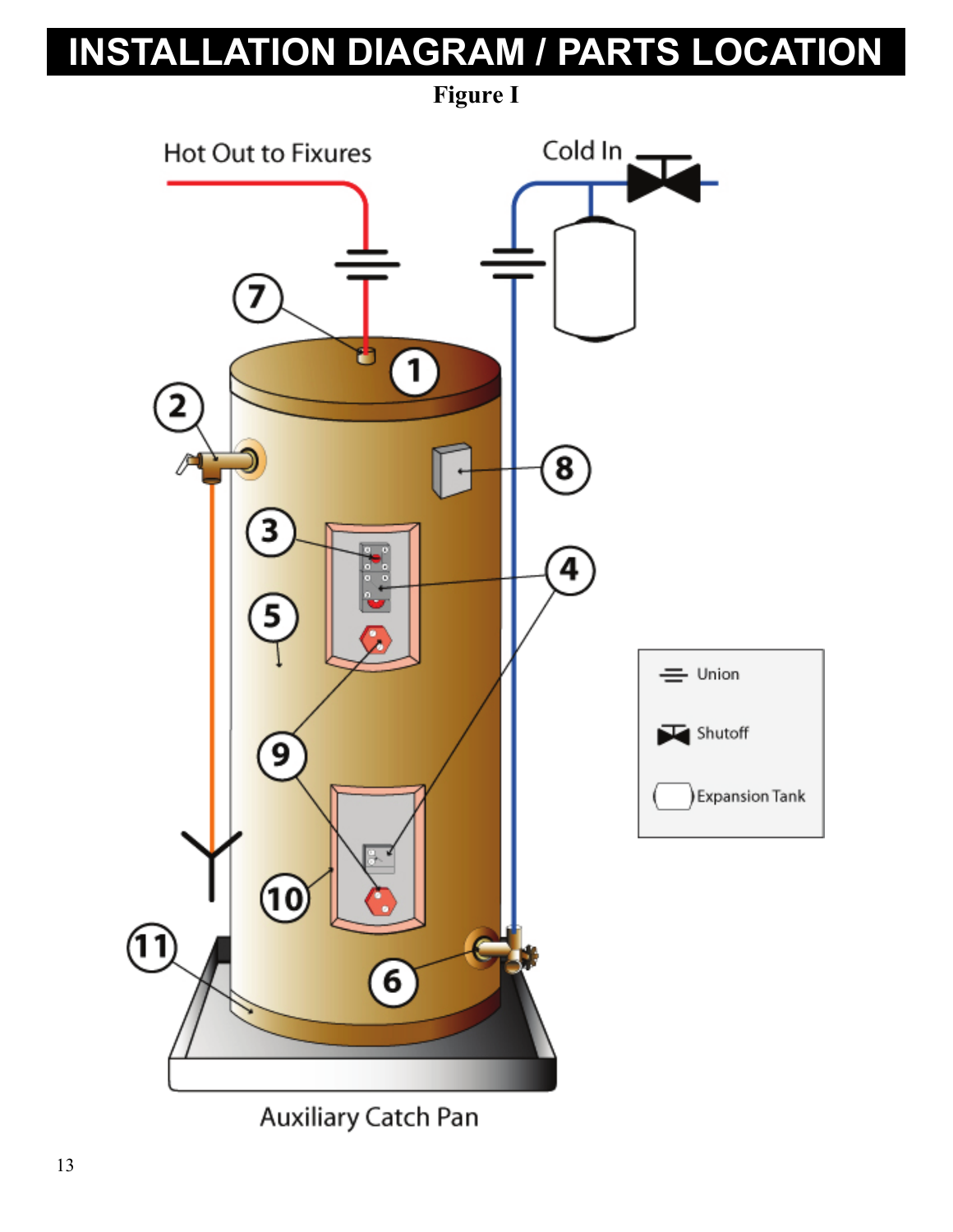# INSTALLATION DIAGRAM / PARTS LOCATION

**Figure I**

Hot Out to Fixures

Cold In

Union

Shutoff

Expansion Tank

Auxiliary Catch Pan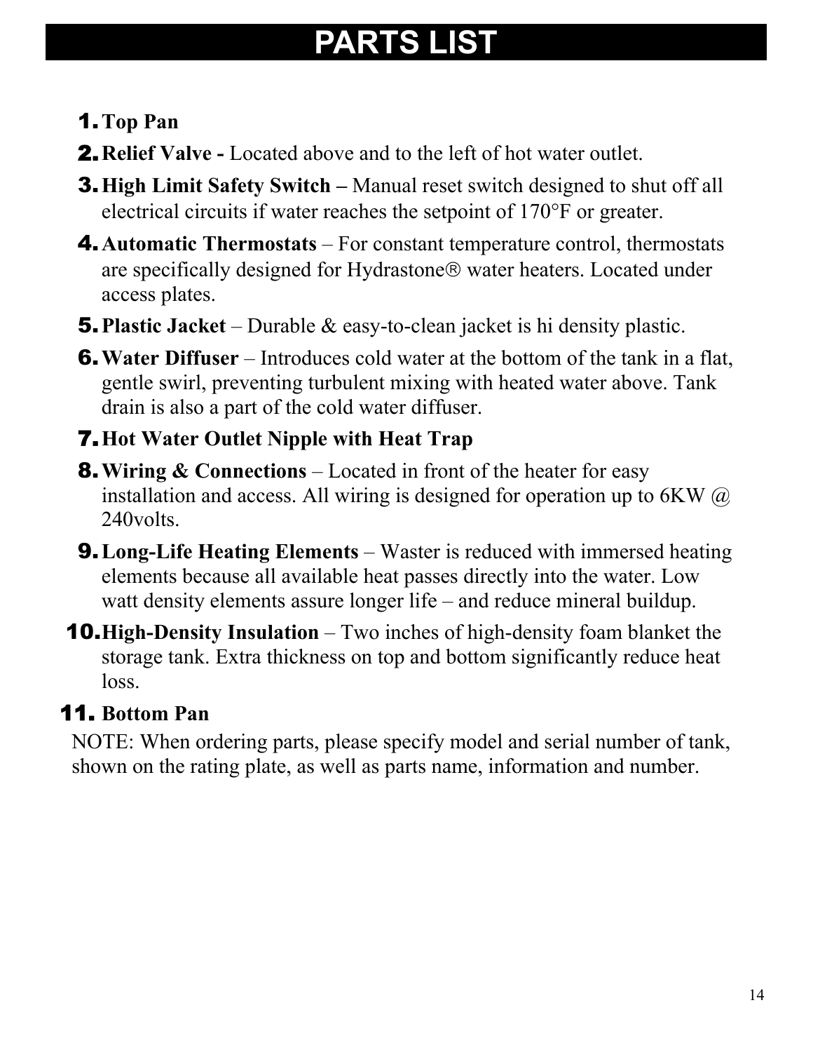# PARTS LIST

1. **Top Pan**
2. **Relief Valve -** Located above and to the left of hot water outlet.
3. **High Limit Safety Switch –** Manual reset switch designed to shut off all electrical circuits if water reaches the setpoint of 170°F or greater.
4. **Automatic Thermostats** – For constant temperature control, thermostats are specifically designed for Hydrastone® water heaters. Located under access plates.
5. **Plastic Jacket** – Durable & easy-to-clean jacket is hi density plastic.
6. **Water Diffuser** – Introduces cold water at the bottom of the tank in a flat, gentle swirl, preventing turbulent mixing with heated water above. Tank drain is also a part of the cold water diffuser.
7. **Hot Water Outlet Nipple with Heat Trap**
8. **Wiring & Connections** – Located in front of the heater for easy installation and access. All wiring is designed for operation up to 6KW @ 240volts.
9. **Long-Life Heating Elements** – Waster is reduced with immersed heating elements because all available heat passes directly into the water. Low watt density elements assure longer life – and reduce mineral buildup.
10. **High-Density Insulation** – Two inches of high-density foam blanket the storage tank. Extra thickness on top and bottom significantly reduce heat loss.
11. **Bottom Pan**

NOTE: When ordering parts, please specify model and serial number of tank, shown on the rating plate, as well as parts name, information and number.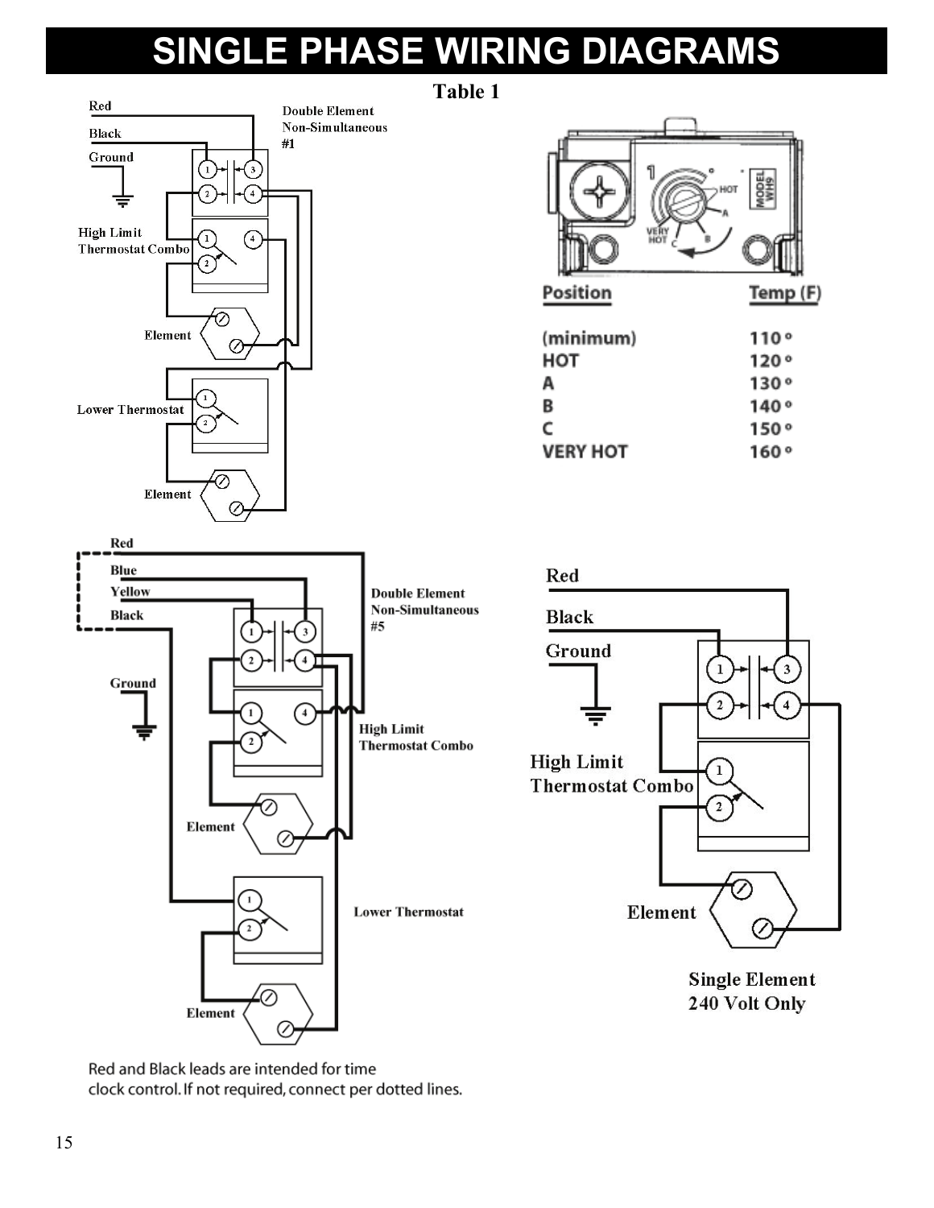# SINGLE PHASE WIRING DIAGRAMS

Table 1

Red

Black

Ground

Double Element Non-Simultaneous #1

High Limit Thermostat Combo

Element

Lower Thermostat

Element

| Position | Temp (F) |
|---|---|
| (minimum) | 110° |
| HOT | 120° |
| A | 130° |
| B | 140° |
| C | 150° |
| VERY HOT | 160° |

Red

Blue

Yellow

Black

Ground

Double Element Non-Simultaneous #5

High Limit Thermostat Combo

Element

Lower Thermostat

Element

Red and Black leads are intended for time clock control. If not required, connect per dotted lines.

Red

Black

Ground

High Limit Thermostat Combo

Element

Single Element 240 Volt Only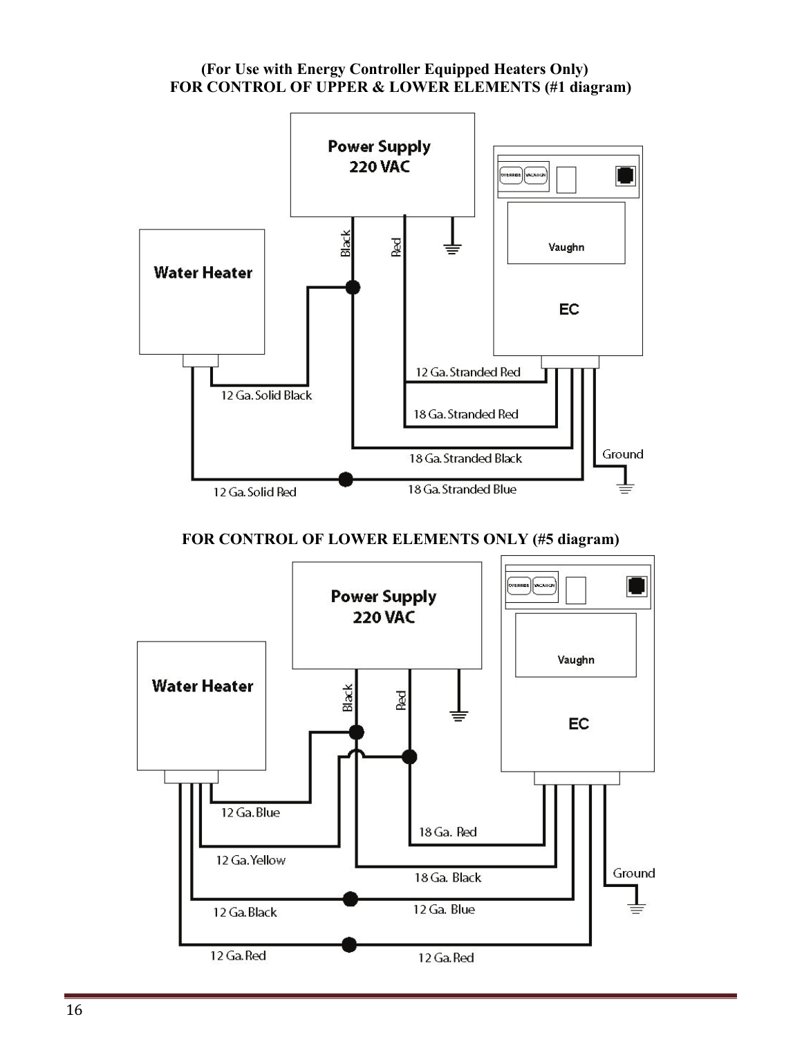**(For Use with Energy Controller Equipped Heaters Only)**
**FOR CONTROL OF UPPER & LOWER ELEMENTS (#1 diagram)**

Power Supply 220 VAC

Water Heater

OVERRIDE VACATION

Vaughn

EC

Black

Red

12 Ga. Stranded Red

12 Ga. Solid Black

18 Ga. Stranded Red

18 Ga. Stranded Black

Ground

12 Ga. Solid Red

18 Ga. Stranded Blue

**FOR CONTROL OF LOWER ELEMENTS ONLY (#5 diagram)**

Power Supply 220 VAC

Water Heater

OVERRIDE VACATION

Vaughn

EC

Black

Red

12 Ga. Blue

18 Ga. Red

12 Ga. Yellow

18 Ga. Black

Ground

12 Ga. Black

12 Ga. Blue

12 Ga. Red

12 Ga. Red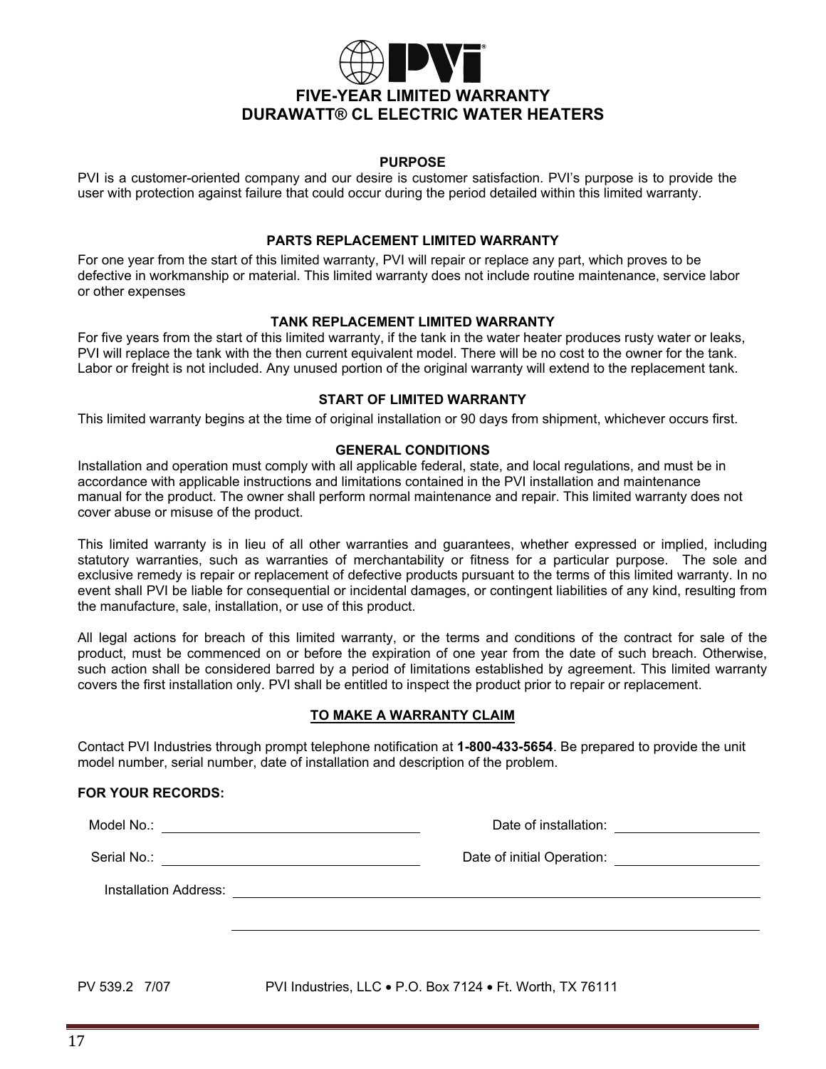# FIVE-YEAR LIMITED WARRANTY
# DURAWATT® CL ELECTRIC WATER HEATERS

### PURPOSE

PVI is a customer-oriented company and our desire is customer satisfaction. PVI's purpose is to provide the user with protection against failure that could occur during the period detailed within this limited warranty.

### PARTS REPLACEMENT LIMITED WARRANTY

For one year from the start of this limited warranty, PVI will repair or replace any part, which proves to be defective in workmanship or material. This limited warranty does not include routine maintenance, service labor or other expenses

### TANK REPLACEMENT LIMITED WARRANTY

For five years from the start of this limited warranty, if the tank in the water heater produces rusty water or leaks, PVI will replace the tank with the then current equivalent model. There will be no cost to the owner for the tank. Labor or freight is not included. Any unused portion of the original warranty will extend to the replacement tank.

### START OF LIMITED WARRANTY

This limited warranty begins at the time of original installation or 90 days from shipment, whichever occurs first.

### GENERAL CONDITIONS

Installation and operation must comply with all applicable federal, state, and local regulations, and must be in accordance with applicable instructions and limitations contained in the PVI installation and maintenance manual for the product. The owner shall perform normal maintenance and repair. This limited warranty does not cover abuse or misuse of the product.

This limited warranty is in lieu of all other warranties and guarantees, whether expressed or implied, including statutory warranties, such as warranties of merchantability or fitness for a particular purpose. The sole and exclusive remedy is repair or replacement of defective products pursuant to the terms of this limited warranty. In no event shall PVI be liable for consequential or incidental damages, or contingent liabilities of any kind, resulting from the manufacture, sale, installation, or use of this product.

All legal actions for breach of this limited warranty, or the terms and conditions of the contract for sale of the product, must be commenced on or before the expiration of one year from the date of such breach. Otherwise, such action shall be considered barred by a period of limitations established by agreement. This limited warranty covers the first installation only. PVI shall be entitled to inspect the product prior to repair or replacement.

### TO MAKE A WARRANTY CLAIM

Contact PVI Industries through prompt telephone notification at **1-800-433-5654**. Be prepared to provide the unit model number, serial number, date of installation and description of the problem.

**FOR YOUR RECORDS:**

Model No.: ____________________ Date of installation: ____________

Serial No.: ____________________ Date of initial Operation: ____________

Installation Address: ________________________________________

________________________________________

PV 539.2 7/07 PVI Industries, LLC • P.O. Box 7124 • Ft. Worth, TX 76111